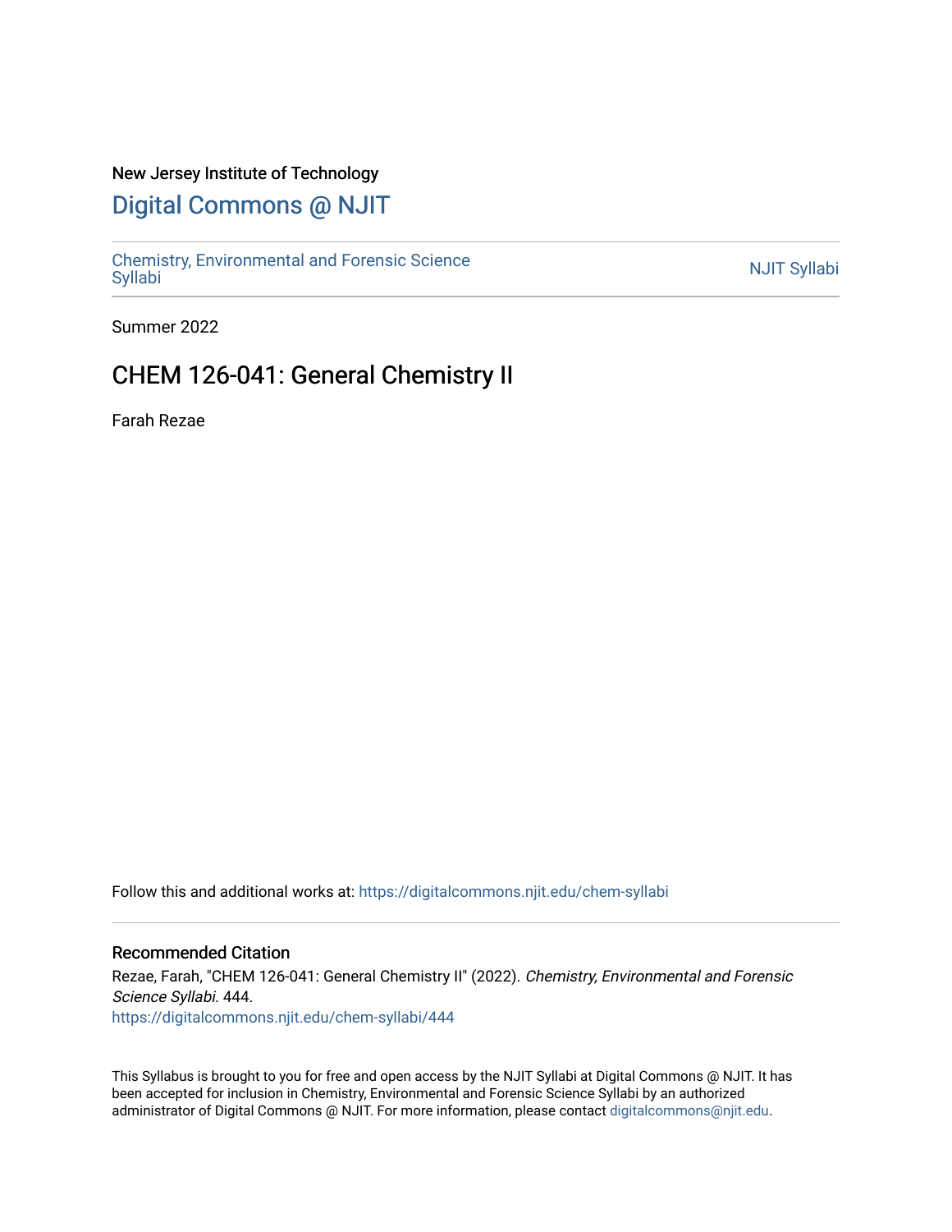New Jersey Institute of Technology

# Digital Commons @ NJIT

Chemistry, Environmental and Forensic Science Syllabi

NJIT Syllabi

Summer 2022

## CHEM 126-041: General Chemistry II

Farah Rezae

Follow this and additional works at: https://digitalcommons.njit.edu/chem-syllabi

### Recommended Citation

Rezae, Farah, "CHEM 126-041: General Chemistry II" (2022). *Chemistry, Environmental and Forensic Science Syllabi*. 444.
https://digitalcommons.njit.edu/chem-syllabi/444

This Syllabus is brought to you for free and open access by the NJIT Syllabi at Digital Commons @ NJIT. It has been accepted for inclusion in Chemistry, Environmental and Forensic Science Syllabi by an authorized administrator of Digital Commons @ NJIT. For more information, please contact digitalcommons@njit.edu.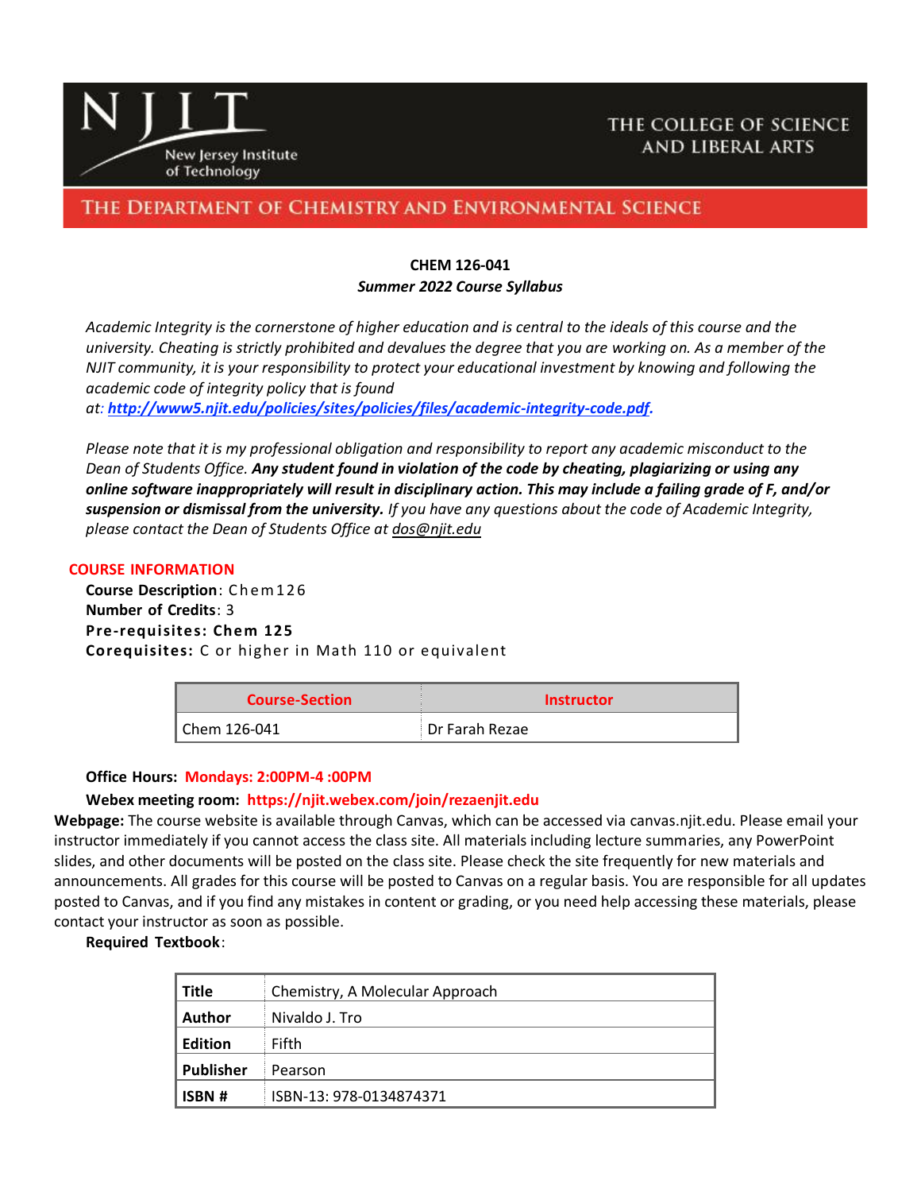NJIT New Jersey Institute of Technology

THE COLLEGE OF SCIENCE AND LIBERAL ARTS

THE DEPARTMENT OF CHEMISTRY AND ENVIRONMENTAL SCIENCE

**CHEM 126-041**

***Summer 2022 Course Syllabus***

*Academic Integrity is the cornerstone of higher education and is central to the ideals of this course and the university. Cheating is strictly prohibited and devalues the degree that you are working on. As a member of the NJIT community, it is your responsibility to protect your educational investment by knowing and following the academic code of integrity policy that is found at: **[http://www5.njit.edu/policies/sites/policies/files/academic-integrity-code.pdf](http://www5.njit.edu/policies/sites/policies/files/academic-integrity-code.pdf)**.*

*Please note that it is my professional obligation and responsibility to report any academic misconduct to the Dean of Students Office. **Any student found in violation of the code by cheating, plagiarizing or using any online software inappropriately will result in disciplinary action. This may include a failing grade of F, and/or suspension or dismissal from the university.** If you have any questions about the code of Academic Integrity, please contact the Dean of Students Office at dos@njit.edu*

## COURSE INFORMATION

**Course Description**: Chem126
**Number of Credits**: 3
**Pre-requisites: Chem 125**
**Corequisites:** C or higher in Math 110 or equivalent

| Course-Section | Instructor |
|---|---|
| Chem 126-041 | Dr Farah Rezae |

**Office Hours: Mondays: 2:00PM-4 :00PM**

**Webex meeting room: https://njit.webex.com/join/rezaenjit.edu**

**Webpage:** The course website is available through Canvas, which can be accessed via canvas.njit.edu. Please email your instructor immediately if you cannot access the class site. All materials including lecture summaries, any PowerPoint slides, and other documents will be posted on the class site. Please check the site frequently for new materials and announcements. All grades for this course will be posted to Canvas on a regular basis. You are responsible for all updates posted to Canvas, and if you find any mistakes in content or grading, or you need help accessing these materials, please contact your instructor as soon as possible.

**Required Textbook**:

| | |
|---|---|
| **Title** | Chemistry, A Molecular Approach |
| **Author** | Nivaldo J. Tro |
| **Edition** | Fifth |
| **Publisher** | Pearson |
| **ISBN #** | ISBN-13: 978-0134874371 |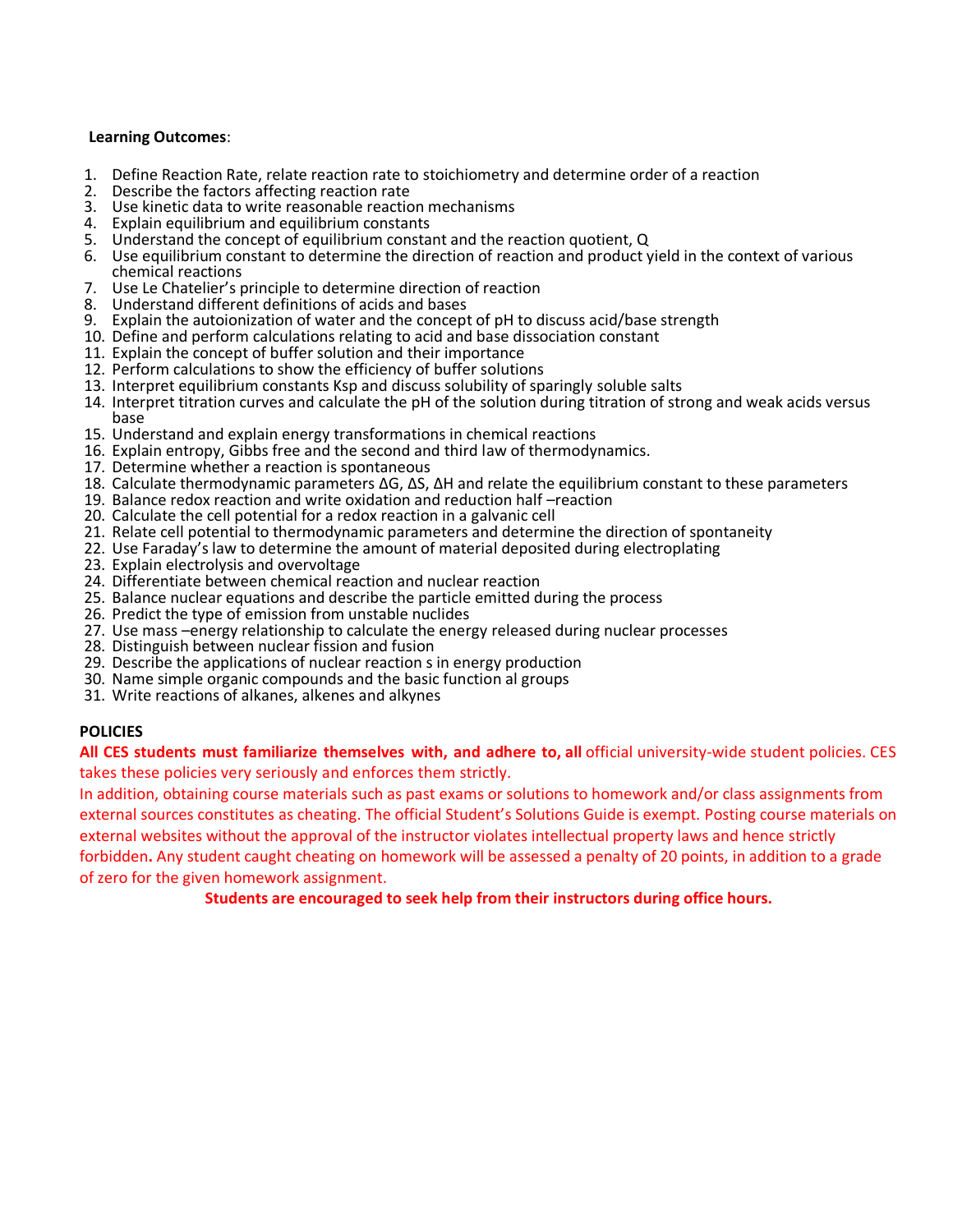**Learning Outcomes**:

1. Define Reaction Rate, relate reaction rate to stoichiometry and determine order of a reaction
2. Describe the factors affecting reaction rate
3. Use kinetic data to write reasonable reaction mechanisms
4. Explain equilibrium and equilibrium constants
5. Understand the concept of equilibrium constant and the reaction quotient, Q
6. Use equilibrium constant to determine the direction of reaction and product yield in the context of various chemical reactions
7. Use Le Chatelier's principle to determine direction of reaction
8. Understand different definitions of acids and bases
9. Explain the autoionization of water and the concept of pH to discuss acid/base strength
10. Define and perform calculations relating to acid and base dissociation constant
11. Explain the concept of buffer solution and their importance
12. Perform calculations to show the efficiency of buffer solutions
13. Interpret equilibrium constants Ksp and discuss solubility of sparingly soluble salts
14. Interpret titration curves and calculate the pH of the solution during titration of strong and weak acids versus base
15. Understand and explain energy transformations in chemical reactions
16. Explain entropy, Gibbs free and the second and third law of thermodynamics.
17. Determine whether a reaction is spontaneous
18. Calculate thermodynamic parameters $\Delta G$, $\Delta S$, $\Delta H$ and relate the equilibrium constant to these parameters
19. Balance redox reaction and write oxidation and reduction half –reaction
20. Calculate the cell potential for a redox reaction in a galvanic cell
21. Relate cell potential to thermodynamic parameters and determine the direction of spontaneity
22. Use Faraday's law to determine the amount of material deposited during electroplating
23. Explain electrolysis and overvoltage
24. Differentiate between chemical reaction and nuclear reaction
25. Balance nuclear equations and describe the particle emitted during the process
26. Predict the type of emission from unstable nuclides
27. Use mass –energy relationship to calculate the energy released during nuclear processes
28. Distinguish between nuclear fission and fusion
29. Describe the applications of nuclear reaction s in energy production
30. Name simple organic compounds and the basic function al groups
31. Write reactions of alkanes, alkenes and alkynes

**POLICIES**

**All CES students must familiarize themselves with, and adhere to, all** official university-wide student policies. CES takes these policies very seriously and enforces them strictly.

In addition, obtaining course materials such as past exams or solutions to homework and/or class assignments from external sources constitutes as cheating. The official Student's Solutions Guide is exempt. Posting course materials on external websites without the approval of the instructor violates intellectual property laws and hence strictly forbidden**.** Any student caught cheating on homework will be assessed a penalty of 20 points, in addition to a grade of zero for the given homework assignment.

**Students are encouraged to seek help from their instructors during office hours.**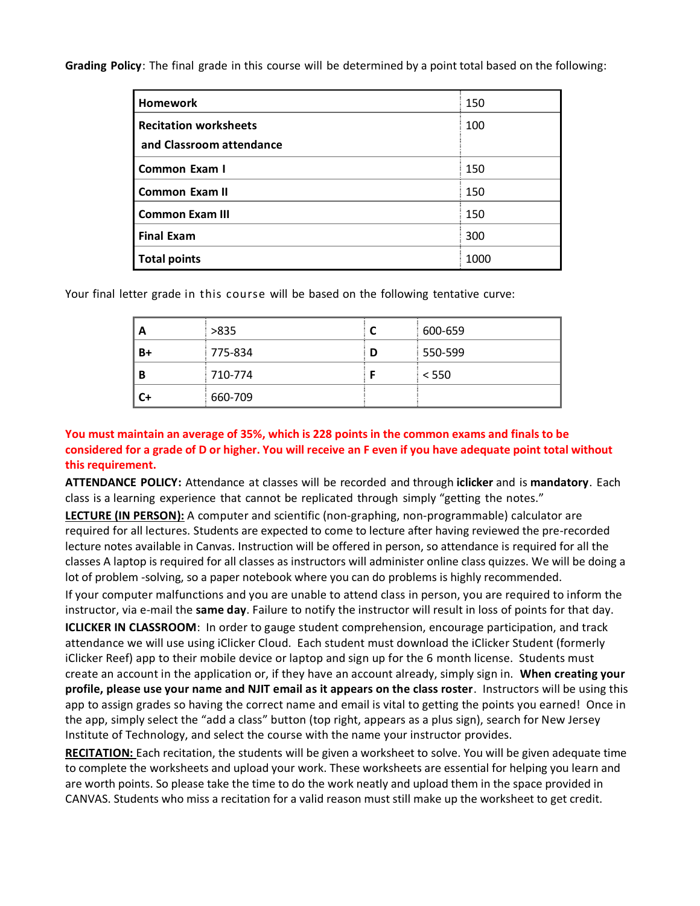**Grading Policy**: The final grade in this course will be determined by a point total based on the following:

| | |
|---|---|
| **Homework** | 150 |
| **Recitation worksheets and Classroom attendance** | 100 |
| **Common Exam I** | 150 |
| **Common Exam II** | 150 |
| **Common Exam III** | 150 |
| **Final Exam** | 300 |
| **Total points** | 1000 |

Your final letter grade in this course will be based on the following tentative curve:

| | | | |
|---|---|---|---|
| **A** | >835 | **C** | 600-659 |
| **B+** | 775-834 | **D** | 550-599 |
| **B** | 710-774 | **F** | < 550 |
| **C+** | 660-709 | | |

**You must maintain an average of 35%, which is 228 points in the common exams and finals to be considered for a grade of D or higher. You will receive an F even if you have adequate point total without this requirement.**

**ATTENDANCE POLICY:** Attendance at classes will be recorded and through **iclicker** and is **mandatory**. Each class is a learning experience that cannot be replicated through simply "getting the notes."

**LECTURE (IN PERSON):** A computer and scientific (non-graphing, non-programmable) calculator are required for all lectures. Students are expected to come to lecture after having reviewed the pre-recorded lecture notes available in Canvas. Instruction will be offered in person, so attendance is required for all the classes A laptop is required for all classes as instructors will administer online class quizzes. We will be doing a lot of problem -solving, so a paper notebook where you can do problems is highly recommended.

If your computer malfunctions and you are unable to attend class in person, you are required to inform the instructor, via e-mail the **same day**. Failure to notify the instructor will result in loss of points for that day.

**ICLICKER IN CLASSROOM**: In order to gauge student comprehension, encourage participation, and track attendance we will use using iClicker Cloud. Each student must download the iClicker Student (formerly iClicker Reef) app to their mobile device or laptop and sign up for the 6 month license. Students must create an account in the application or, if they have an account already, simply sign in. **When creating your profile, please use your name and NJIT email as it appears on the class roster**. Instructors will be using this app to assign grades so having the correct name and email is vital to getting the points you earned! Once in the app, simply select the "add a class" button (top right, appears as a plus sign), search for New Jersey Institute of Technology, and select the course with the name your instructor provides.

**RECITATION:** Each recitation, the students will be given a worksheet to solve. You will be given adequate time to complete the worksheets and upload your work. These worksheets are essential for helping you learn and are worth points. So please take the time to do the work neatly and upload them in the space provided in CANVAS. Students who miss a recitation for a valid reason must still make up the worksheet to get credit.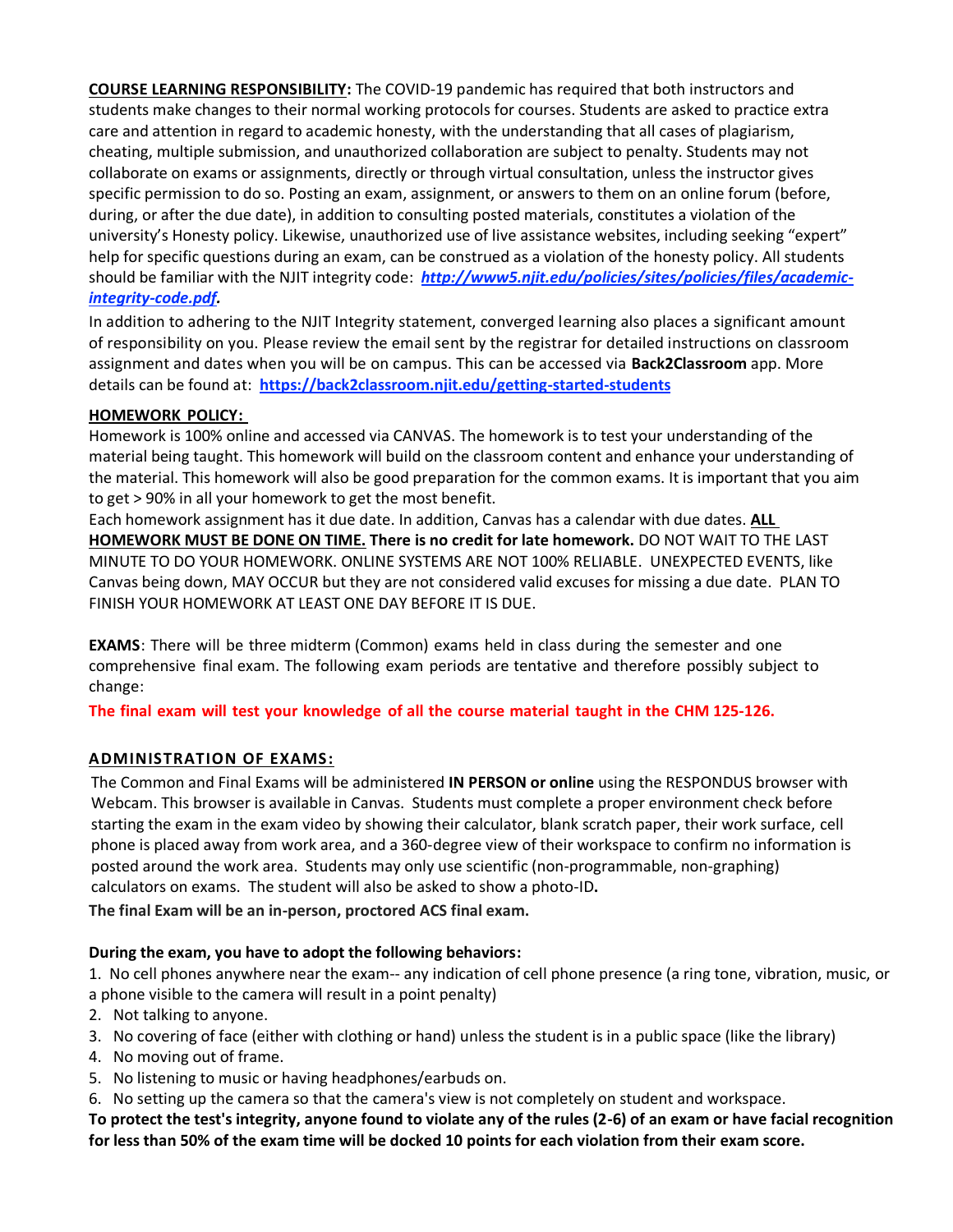**COURSE LEARNING RESPONSIBILITY:** The COVID-19 pandemic has required that both instructors and students make changes to their normal working protocols for courses. Students are asked to practice extra care and attention in regard to academic honesty, with the understanding that all cases of plagiarism, cheating, multiple submission, and unauthorized collaboration are subject to penalty. Students may not collaborate on exams or assignments, directly or through virtual consultation, unless the instructor gives specific permission to do so. Posting an exam, assignment, or answers to them on an online forum (before, during, or after the due date), in addition to consulting posted materials, constitutes a violation of the university's Honesty policy. Likewise, unauthorized use of live assistance websites, including seeking "expert" help for specific questions during an exam, can be construed as a violation of the honesty policy. All students should be familiar with the NJIT integrity code: ***http://www5.njit.edu/policies/sites/policies/files/academic-integrity-code.pdf.***

In addition to adhering to the NJIT Integrity statement, converged learning also places a significant amount of responsibility on you. Please review the email sent by the registrar for detailed instructions on classroom assignment and dates when you will be on campus. This can be accessed via **Back2Classroom** app. More details can be found at: **https://back2classroom.njit.edu/getting-started-students**

**HOMEWORK POLICY:**

Homework is 100% online and accessed via CANVAS. The homework is to test your understanding of the material being taught. This homework will build on the classroom content and enhance your understanding of the material. This homework will also be good preparation for the common exams. It is important that you aim to get > 90% in all your homework to get the most benefit.

Each homework assignment has it due date. In addition, Canvas has a calendar with due dates. **ALL HOMEWORK MUST BE DONE ON TIME. There is no credit for late homework.** DO NOT WAIT TO THE LAST MINUTE TO DO YOUR HOMEWORK. ONLINE SYSTEMS ARE NOT 100% RELIABLE. UNEXPECTED EVENTS, like Canvas being down, MAY OCCUR but they are not considered valid excuses for missing a due date. PLAN TO FINISH YOUR HOMEWORK AT LEAST ONE DAY BEFORE IT IS DUE.

**EXAMS**: There will be three midterm (Common) exams held in class during the semester and one comprehensive final exam. The following exam periods are tentative and therefore possibly subject to change:

**The final exam will test your knowledge of all the course material taught in the CHM 125-126.**

**ADMINISTRATION OF EXAMS:**

The Common and Final Exams will be administered **IN PERSON or online** using the RESPONDUS browser with Webcam. This browser is available in Canvas. Students must complete a proper environment check before starting the exam in the exam video by showing their calculator, blank scratch paper, their work surface, cell phone is placed away from work area, and a 360-degree view of their workspace to confirm no information is posted around the work area. Students may only use scientific (non-programmable, non-graphing) calculators on exams. The student will also be asked to show a photo-ID**.**

**The final Exam will be an in-person, proctored ACS final exam.**

**During the exam, you have to adopt the following behaviors:**

1. No cell phones anywhere near the exam-- any indication of cell phone presence (a ring tone, vibration, music, or a phone visible to the camera will result in a point penalty)
2. Not talking to anyone.
3. No covering of face (either with clothing or hand) unless the student is in a public space (like the library)
4. No moving out of frame.
5. No listening to music or having headphones/earbuds on.
6. No setting up the camera so that the camera's view is not completely on student and workspace.

**To protect the test's integrity, anyone found to violate any of the rules (2-6) of an exam or have facial recognition for less than 50% of the exam time will be docked 10 points for each violation from their exam score.**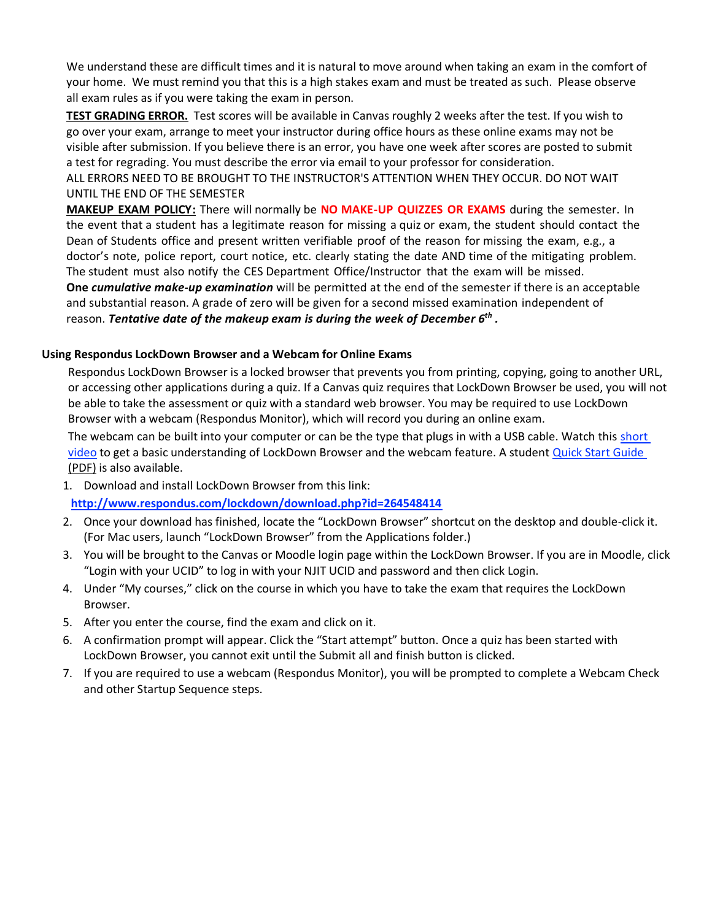We understand these are difficult times and it is natural to move around when taking an exam in the comfort of your home. We must remind you that this is a high stakes exam and must be treated as such. Please observe all exam rules as if you were taking the exam in person.

**TEST GRADING ERROR.** Test scores will be available in Canvas roughly 2 weeks after the test. If you wish to go over your exam, arrange to meet your instructor during office hours as these online exams may not be visible after submission. If you believe there is an error, you have one week after scores are posted to submit a test for regrading. You must describe the error via email to your professor for consideration.

ALL ERRORS NEED TO BE BROUGHT TO THE INSTRUCTOR'S ATTENTION WHEN THEY OCCUR. DO NOT WAIT UNTIL THE END OF THE SEMESTER

**MAKEUP EXAM POLICY:** There will normally be **NO MAKE-UP QUIZZES OR EXAMS** during the semester. In the event that a student has a legitimate reason for missing a quiz or exam, the student should contact the Dean of Students office and present written verifiable proof of the reason for missing the exam, e.g., a doctor's note, police report, court notice, etc. clearly stating the date AND time of the mitigating problem. The student must also notify the CES Department Office/Instructor that the exam will be missed.

**One *cumulative make-up examination*** will be permitted at the end of the semester if there is an acceptable and substantial reason. A grade of zero will be given for a second missed examination independent of reason. ***Tentative date of the makeup exam is during the week of December 6th .***

### Using Respondus LockDown Browser and a Webcam for Online Exams

Respondus LockDown Browser is a locked browser that prevents you from printing, copying, going to another URL, or accessing other applications during a quiz. If a Canvas quiz requires that LockDown Browser be used, you will not be able to take the assessment or quiz with a standard web browser. You may be required to use LockDown Browser with a webcam (Respondus Monitor), which will record you during an online exam.

The webcam can be built into your computer or can be the type that plugs in with a USB cable. Watch this short video to get a basic understanding of LockDown Browser and the webcam feature. A student Quick Start Guide (PDF) is also available.

1. Download and install LockDown Browser from this link:
   **http://www.respondus.com/lockdown/download.php?id=264548414**
2. Once your download has finished, locate the "LockDown Browser" shortcut on the desktop and double-click it. (For Mac users, launch "LockDown Browser" from the Applications folder.)
3. You will be brought to the Canvas or Moodle login page within the LockDown Browser. If you are in Moodle, click "Login with your UCID" to log in with your NJIT UCID and password and then click Login.
4. Under "My courses," click on the course in which you have to take the exam that requires the LockDown Browser.
5. After you enter the course, find the exam and click on it.
6. A confirmation prompt will appear. Click the "Start attempt" button. Once a quiz has been started with LockDown Browser, you cannot exit until the Submit all and finish button is clicked.
7. If you are required to use a webcam (Respondus Monitor), you will be prompted to complete a Webcam Check and other Startup Sequence steps.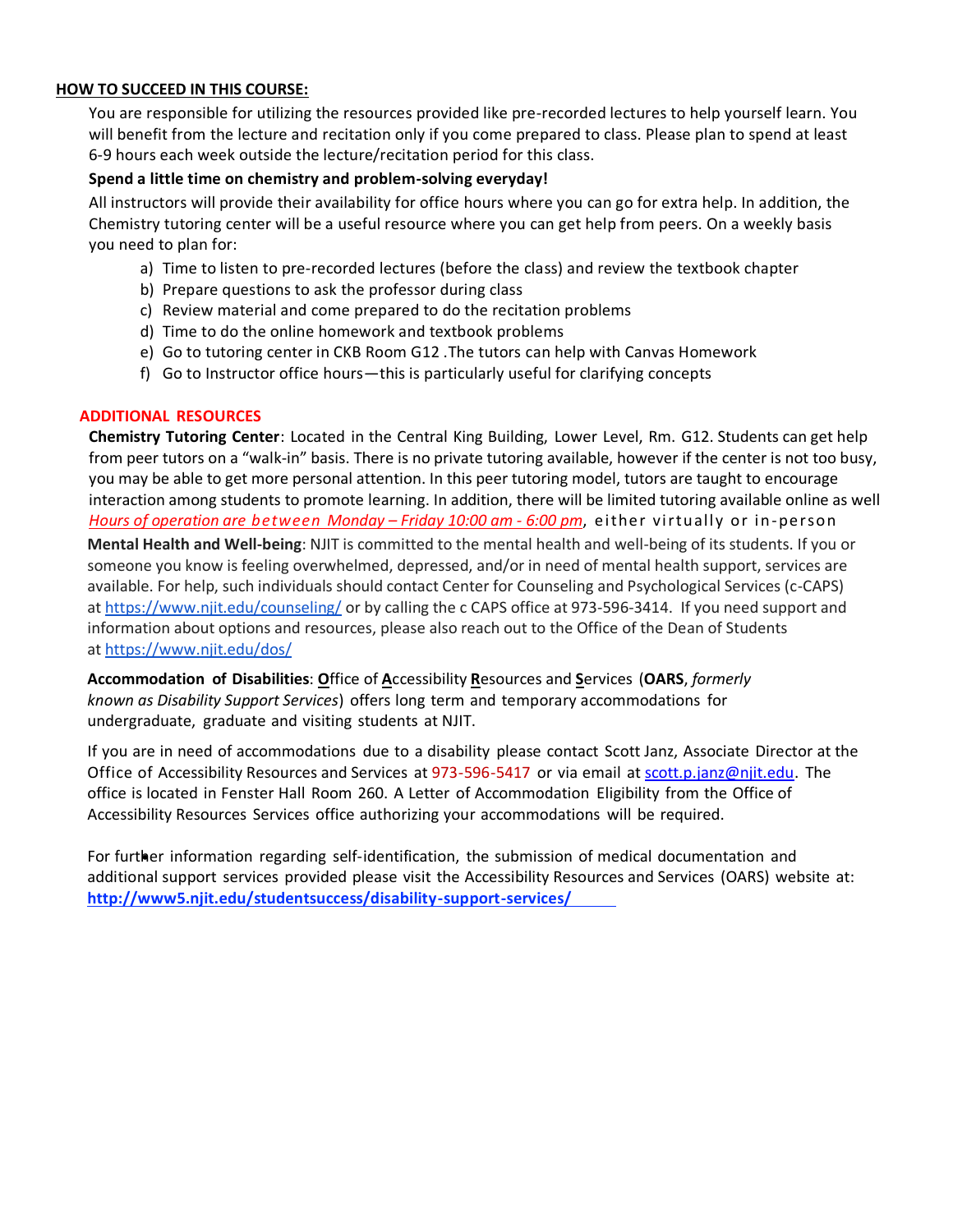## HOW TO SUCCEED IN THIS COURSE:

You are responsible for utilizing the resources provided like pre-recorded lectures to help yourself learn. You will benefit from the lecture and recitation only if you come prepared to class. Please plan to spend at least 6-9 hours each week outside the lecture/recitation period for this class.

**Spend a little time on chemistry and problem-solving everyday!**

All instructors will provide their availability for office hours where you can go for extra help. In addition, the Chemistry tutoring center will be a useful resource where you can get help from peers. On a weekly basis you need to plan for:

a) Time to listen to pre-recorded lectures (before the class) and review the textbook chapter
b) Prepare questions to ask the professor during class
c) Review material and come prepared to do the recitation problems
d) Time to do the online homework and textbook problems
e) Go to tutoring center in CKB Room G12 .The tutors can help with Canvas Homework
f) Go to Instructor office hours—this is particularly useful for clarifying concepts

## ADDITIONAL RESOURCES

**Chemistry Tutoring Center**: Located in the Central King Building, Lower Level, Rm. G12. Students can get help from peer tutors on a "walk-in" basis. There is no private tutoring available, however if the center is not too busy, you may be able to get more personal attention. In this peer tutoring model, tutors are taught to encourage interaction among students to promote learning. In addition, there will be limited tutoring available online as well *Hours of operation are between Monday – Friday 10:00 am - 6:00 pm*, either virtually or in-person

**Mental Health and Well-being**: NJIT is committed to the mental health and well-being of its students. If you or someone you know is feeling overwhelmed, depressed, and/or in need of mental health support, services are available. For help, such individuals should contact Center for Counseling and Psychological Services (c-CAPS) at https://www.njit.edu/counseling/ or by calling the c CAPS office at 973-596-3414. If you need support and information about options and resources, please also reach out to the Office of the Dean of Students at https://www.njit.edu/dos/

**Accommodation of Disabilities**: **O**ffice of **A**ccessibility **R**esources and **S**ervices (**OARS**, *formerly known as Disability Support Services*) offers long term and temporary accommodations for undergraduate, graduate and visiting students at NJIT.

If you are in need of accommodations due to a disability please contact Scott Janz, Associate Director at the Office of Accessibility Resources and Services at 973-596-5417 or via email at scott.p.janz@njit.edu. The office is located in Fenster Hall Room 260. A Letter of Accommodation Eligibility from the Office of Accessibility Resources Services office authorizing your accommodations will be required.

For further information regarding self-identification, the submission of medical documentation and additional support services provided please visit the Accessibility Resources and Services (OARS) website at: **http://www5.njit.edu/studentsuccess/disability-support-services/**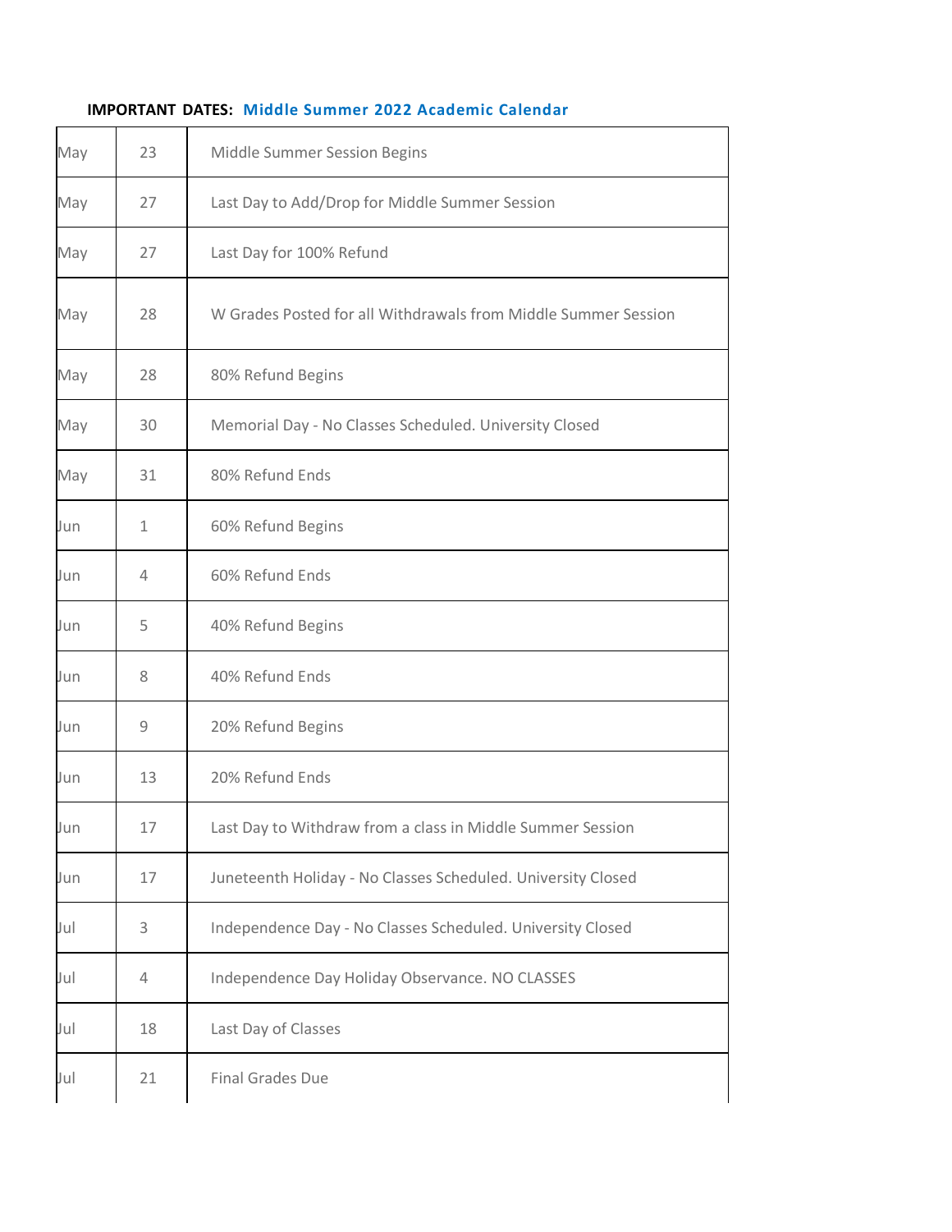**IMPORTANT DATES: Middle Summer 2022 Academic Calendar**

| | | |
|---|---|---|
| May | 23 | Middle Summer Session Begins |
| May | 27 | Last Day to Add/Drop for Middle Summer Session |
| May | 27 | Last Day for 100% Refund |
| May | 28 | W Grades Posted for all Withdrawals from Middle Summer Session |
| May | 28 | 80% Refund Begins |
| May | 30 | Memorial Day - No Classes Scheduled. University Closed |
| May | 31 | 80% Refund Ends |
| Jun | 1 | 60% Refund Begins |
| Jun | 4 | 60% Refund Ends |
| Jun | 5 | 40% Refund Begins |
| Jun | 8 | 40% Refund Ends |
| Jun | 9 | 20% Refund Begins |
| Jun | 13 | 20% Refund Ends |
| Jun | 17 | Last Day to Withdraw from a class in Middle Summer Session |
| Jun | 17 | Juneteenth Holiday - No Classes Scheduled. University Closed |
| Jul | 3 | Independence Day - No Classes Scheduled. University Closed |
| Jul | 4 | Independence Day Holiday Observance. NO CLASSES |
| Jul | 18 | Last Day of Classes |
| Jul | 21 | Final Grades Due |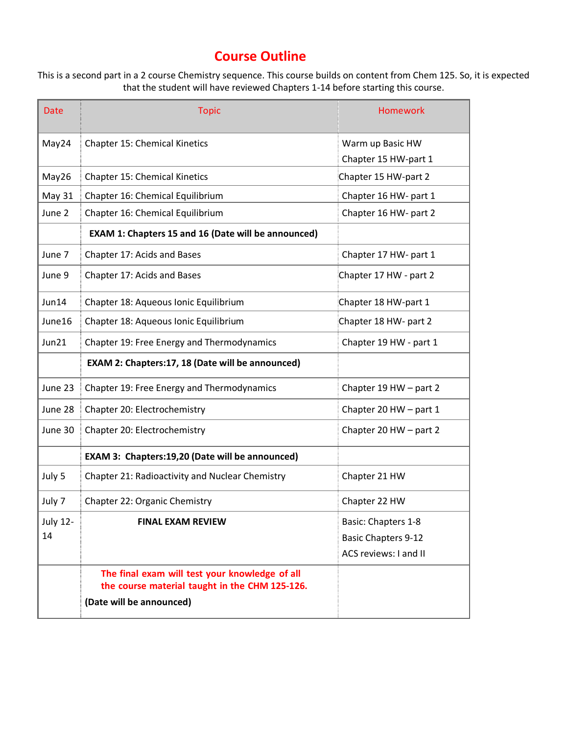# Course Outline

This is a second part in a 2 course Chemistry sequence. This course builds on content from Chem 125. So, it is expected that the student will have reviewed Chapters 1-14 before starting this course.

| Date | Topic | Homework |
|---|---|---|
| May24 | Chapter 15: Chemical Kinetics | Warm up Basic HW<br>Chapter 15 HW-part 1 |
| May26 | Chapter 15: Chemical Kinetics | Chapter 15 HW-part 2 |
| May 31 | Chapter 16: Chemical Equilibrium | Chapter 16 HW- part 1 |
| June 2 | Chapter 16: Chemical Equilibrium | Chapter 16 HW- part 2 |
| | **EXAM 1: Chapters 15 and 16 (Date will be announced)** | |
| June 7 | Chapter 17: Acids and Bases | Chapter 17 HW- part 1 |
| June 9 | Chapter 17: Acids and Bases | Chapter 17 HW - part 2 |
| Jun14 | Chapter 18: Aqueous Ionic Equilibrium | Chapter 18 HW-part 1 |
| June16 | Chapter 18: Aqueous Ionic Equilibrium | Chapter 18 HW- part 2 |
| Jun21 | Chapter 19: Free Energy and Thermodynamics | Chapter 19 HW - part 1 |
| | **EXAM 2: Chapters:17, 18 (Date will be announced)** | |
| June 23 | Chapter 19: Free Energy and Thermodynamics | Chapter 19 HW – part 2 |
| June 28 | Chapter 20: Electrochemistry | Chapter 20 HW – part 1 |
| June 30 | Chapter 20: Electrochemistry | Chapter 20 HW – part 2 |
| | **EXAM 3: Chapters:19,20 (Date will be announced)** | |
| July 5 | Chapter 21: Radioactivity and Nuclear Chemistry | Chapter 21 HW |
| July 7 | Chapter 22: Organic Chemistry | Chapter 22 HW |
| July 12-14 | **FINAL EXAM REVIEW** | Basic: Chapters 1-8<br>Basic Chapters 9-12<br>ACS reviews: I and II |
| | **The final exam will test your knowledge of all the course material taught in the CHM 125-126.**<br>**(Date will be announced)** | |